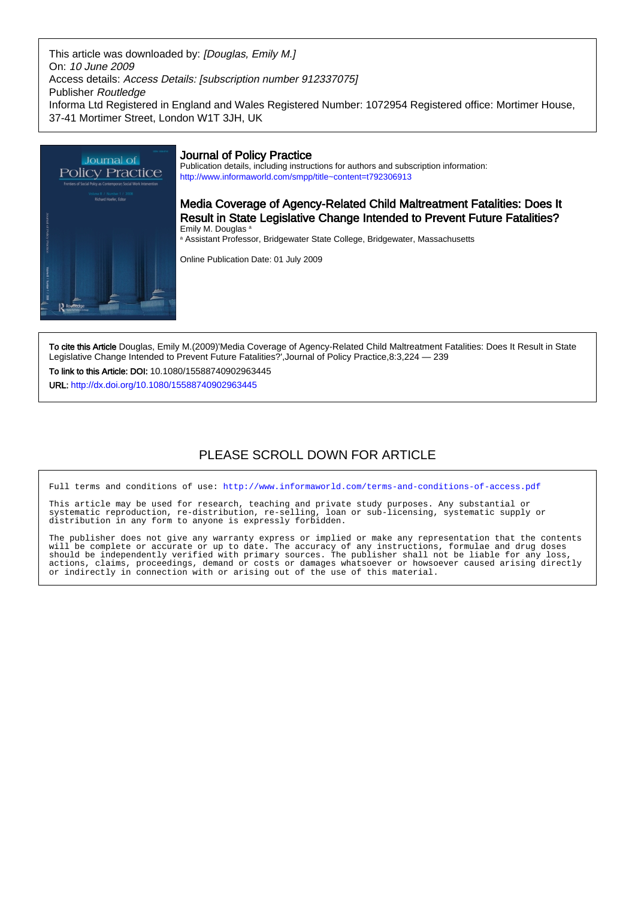This article was downloaded by: *[Douglas, Emily M.]*
On: *10 June 2009*
Access details: *Access Details: [subscription number 912337075]*
Publisher *Routledge*
Informa Ltd Registered in England and Wales Registered Number: 1072954 Registered office: Mortimer House, 37-41 Mortimer Street, London W1T 3JH, UK

## Journal of Policy Practice

Publication details, including instructions for authors and subscription information:
http://www.informaworld.com/smpp/title~content=t792306913

# Media Coverage of Agency-Related Child Maltreatment Fatalities: Does It Result in State Legislative Change Intended to Prevent Future Fatalities?

Emily M. Douglas [a]

[a] Assistant Professor, Bridgewater State College, Bridgewater, Massachusetts

Online Publication Date: 01 July 2009

**To cite this Article** Douglas, Emily M.(2009)'Media Coverage of Agency-Related Child Maltreatment Fatalities: Does It Result in State Legislative Change Intended to Prevent Future Fatalities?',Journal of Policy Practice,8:3,224 — 239

**To link to this Article: DOI:** 10.1080/15588740902963445

**URL:** http://dx.doi.org/10.1080/15588740902963445

## PLEASE SCROLL DOWN FOR ARTICLE

Full terms and conditions of use: http://www.informaworld.com/terms-and-conditions-of-access.pdf

This article may be used for research, teaching and private study purposes. Any substantial or systematic reproduction, re-distribution, re-selling, loan or sub-licensing, systematic supply or distribution in any form to anyone is expressly forbidden.

The publisher does not give any warranty express or implied or make any representation that the contents will be complete or accurate or up to date. The accuracy of any instructions, formulae and drug doses should be independently verified with primary sources. The publisher shall not be liable for any loss, actions, claims, proceedings, demand or costs or damages whatsoever or howsoever caused arising directly or indirectly in connection with or arising out of the use of this material.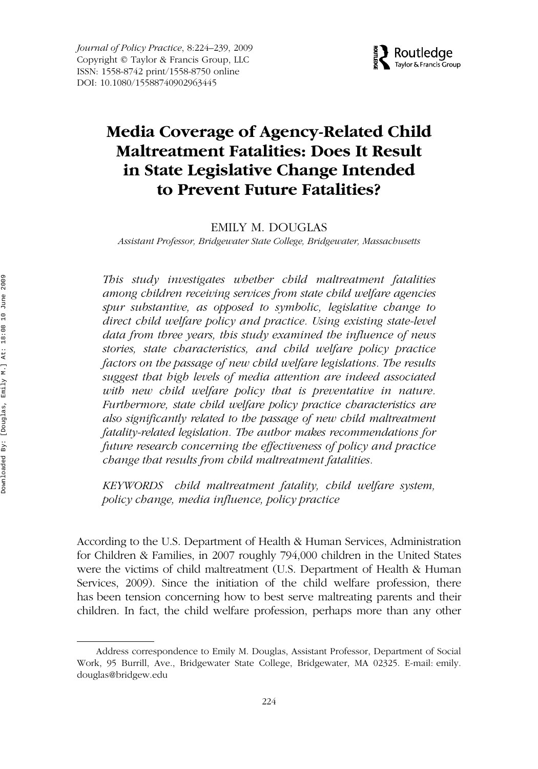# Media Coverage of Agency-Related Child Maltreatment Fatalities: Does It Result in State Legislative Change Intended to Prevent Future Fatalities?

EMILY M. DOUGLAS

*Assistant Professor, Bridgewater State College, Bridgewater, Massachusetts*

*This study investigates whether child maltreatment fatalities among children receiving services from state child welfare agencies spur substantive, as opposed to symbolic, legislative change to direct child welfare policy and practice. Using existing state-level data from three years, this study examined the influence of news stories, state characteristics, and child welfare policy practice factors on the passage of new child welfare legislations. The results suggest that high levels of media attention are indeed associated with new child welfare policy that is preventative in nature. Furthermore, state child welfare policy practice characteristics are also significantly related to the passage of new child maltreatment fatality-related legislation. The author makes recommendations for future research concerning the effectiveness of policy and practice change that results from child maltreatment fatalities.*

*KEYWORDS child maltreatment fatality, child welfare system, policy change, media influence, policy practice*

According to the U.S. Department of Health & Human Services, Administration for Children & Families, in 2007 roughly 794,000 children in the United States were the victims of child maltreatment (U.S. Department of Health & Human Services, 2009). Since the initiation of the child welfare profession, there has been tension concerning how to best serve maltreating parents and their children. In fact, the child welfare profession, perhaps more than any other

Address correspondence to Emily M. Douglas, Assistant Professor, Department of Social Work, 95 Burrill, Ave., Bridgewater State College, Bridgewater, MA 02325. E-mail: emily.douglas@bridgew.edu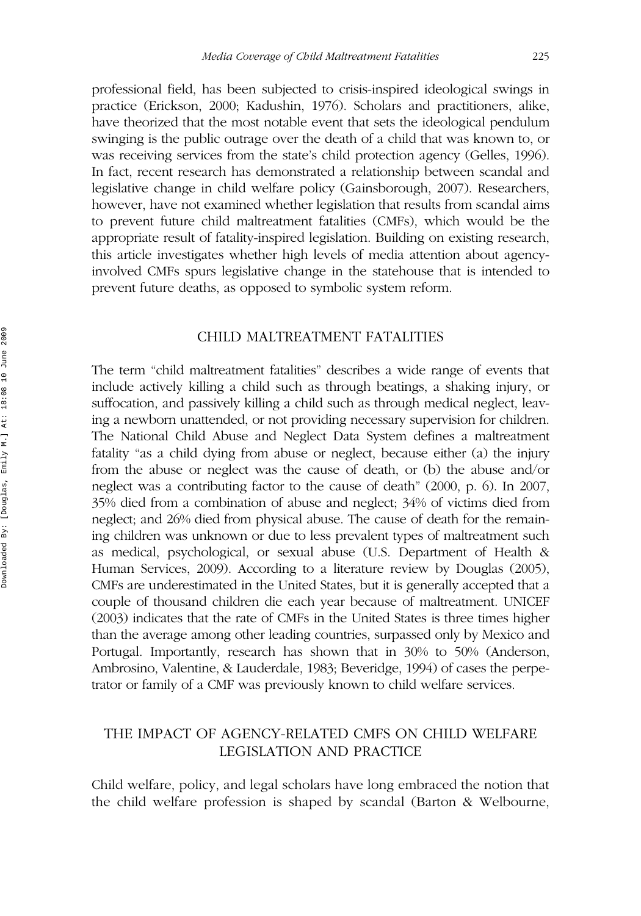professional field, has been subjected to crisis-inspired ideological swings in practice (Erickson, 2000; Kadushin, 1976). Scholars and practitioners, alike, have theorized that the most notable event that sets the ideological pendulum swinging is the public outrage over the death of a child that was known to, or was receiving services from the state's child protection agency (Gelles, 1996). In fact, recent research has demonstrated a relationship between scandal and legislative change in child welfare policy (Gainsborough, 2007). Researchers, however, have not examined whether legislation that results from scandal aims to prevent future child maltreatment fatalities (CMFs), which would be the appropriate result of fatality-inspired legislation. Building on existing research, this article investigates whether high levels of media attention about agency-involved CMFs spurs legislative change in the statehouse that is intended to prevent future deaths, as opposed to symbolic system reform.

## CHILD MALTREATMENT FATALITIES

The term "child maltreatment fatalities" describes a wide range of events that include actively killing a child such as through beatings, a shaking injury, or suffocation, and passively killing a child such as through medical neglect, leaving a newborn unattended, or not providing necessary supervision for children. The National Child Abuse and Neglect Data System defines a maltreatment fatality "as a child dying from abuse or neglect, because either (a) the injury from the abuse or neglect was the cause of death, or (b) the abuse and/or neglect was a contributing factor to the cause of death" (2000, p. 6). In 2007, 35% died from a combination of abuse and neglect; 34% of victims died from neglect; and 26% died from physical abuse. The cause of death for the remaining children was unknown or due to less prevalent types of maltreatment such as medical, psychological, or sexual abuse (U.S. Department of Health & Human Services, 2009). According to a literature review by Douglas (2005), CMFs are underestimated in the United States, but it is generally accepted that a couple of thousand children die each year because of maltreatment. UNICEF (2003) indicates that the rate of CMFs in the United States is three times higher than the average among other leading countries, surpassed only by Mexico and Portugal. Importantly, research has shown that in 30% to 50% (Anderson, Ambrosino, Valentine, & Lauderdale, 1983; Beveridge, 1994) of cases the perpetrator or family of a CMF was previously known to child welfare services.

## THE IMPACT OF AGENCY-RELATED CMFS ON CHILD WELFARE LEGISLATION AND PRACTICE

Child welfare, policy, and legal scholars have long embraced the notion that the child welfare profession is shaped by scandal (Barton & Welbourne,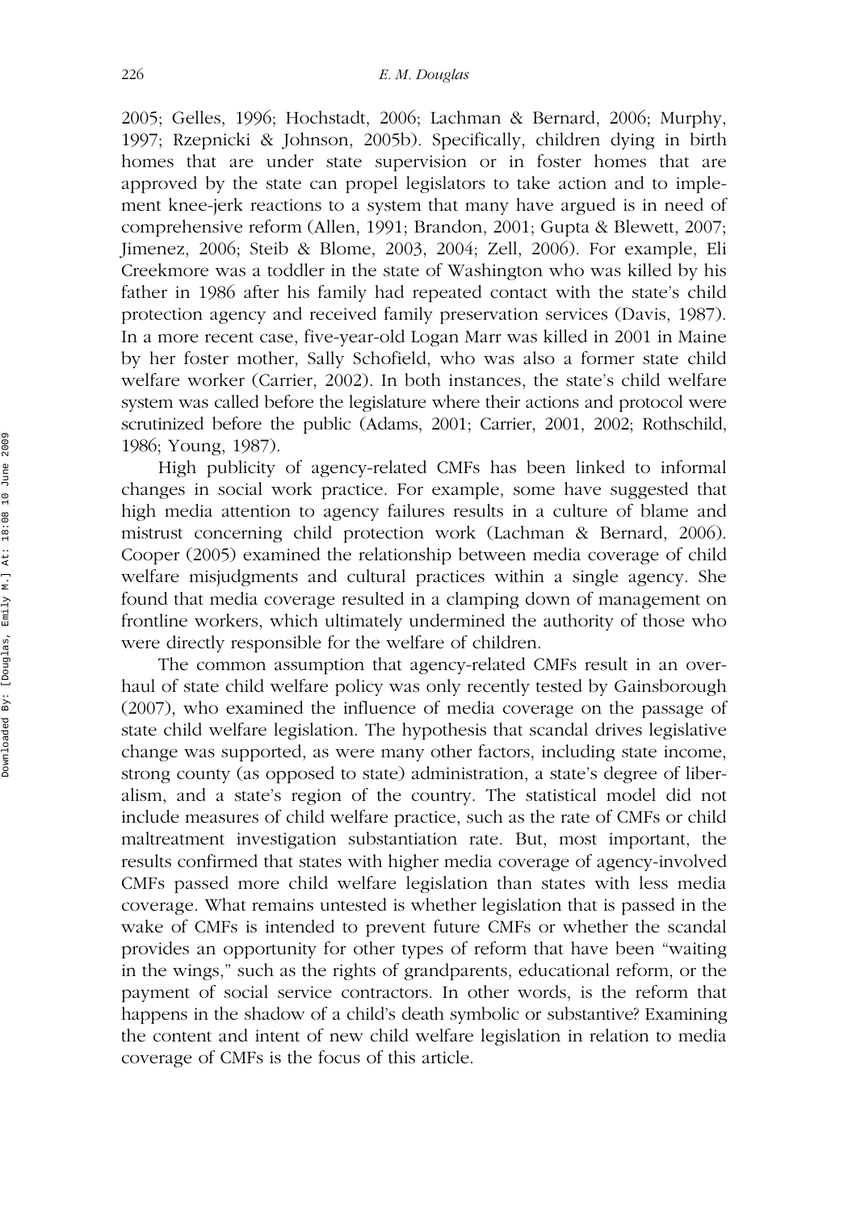2005; Gelles, 1996; Hochstadt, 2006; Lachman & Bernard, 2006; Murphy, 1997; Rzepnicki & Johnson, 2005b). Specifically, children dying in birth homes that are under state supervision or in foster homes that are approved by the state can propel legislators to take action and to implement knee-jerk reactions to a system that many have argued is in need of comprehensive reform (Allen, 1991; Brandon, 2001; Gupta & Blewett, 2007; Jimenez, 2006; Steib & Blome, 2003, 2004; Zell, 2006). For example, Eli Creekmore was a toddler in the state of Washington who was killed by his father in 1986 after his family had repeated contact with the state's child protection agency and received family preservation services (Davis, 1987). In a more recent case, five-year-old Logan Marr was killed in 2001 in Maine by her foster mother, Sally Schofield, who was also a former state child welfare worker (Carrier, 2002). In both instances, the state's child welfare system was called before the legislature where their actions and protocol were scrutinized before the public (Adams, 2001; Carrier, 2001, 2002; Rothschild, 1986; Young, 1987).

High publicity of agency-related CMFs has been linked to informal changes in social work practice. For example, some have suggested that high media attention to agency failures results in a culture of blame and mistrust concerning child protection work (Lachman & Bernard, 2006). Cooper (2005) examined the relationship between media coverage of child welfare misjudgments and cultural practices within a single agency. She found that media coverage resulted in a clamping down of management on frontline workers, which ultimately undermined the authority of those who were directly responsible for the welfare of children.

The common assumption that agency-related CMFs result in an overhaul of state child welfare policy was only recently tested by Gainsborough (2007), who examined the influence of media coverage on the passage of state child welfare legislation. The hypothesis that scandal drives legislative change was supported, as were many other factors, including state income, strong county (as opposed to state) administration, a state's degree of liberalism, and a state's region of the country. The statistical model did not include measures of child welfare practice, such as the rate of CMFs or child maltreatment investigation substantiation rate. But, most important, the results confirmed that states with higher media coverage of agency-involved CMFs passed more child welfare legislation than states with less media coverage. What remains untested is whether legislation that is passed in the wake of CMFs is intended to prevent future CMFs or whether the scandal provides an opportunity for other types of reform that have been "waiting in the wings," such as the rights of grandparents, educational reform, or the payment of social service contractors. In other words, is the reform that happens in the shadow of a child's death symbolic or substantive? Examining the content and intent of new child welfare legislation in relation to media coverage of CMFs is the focus of this article.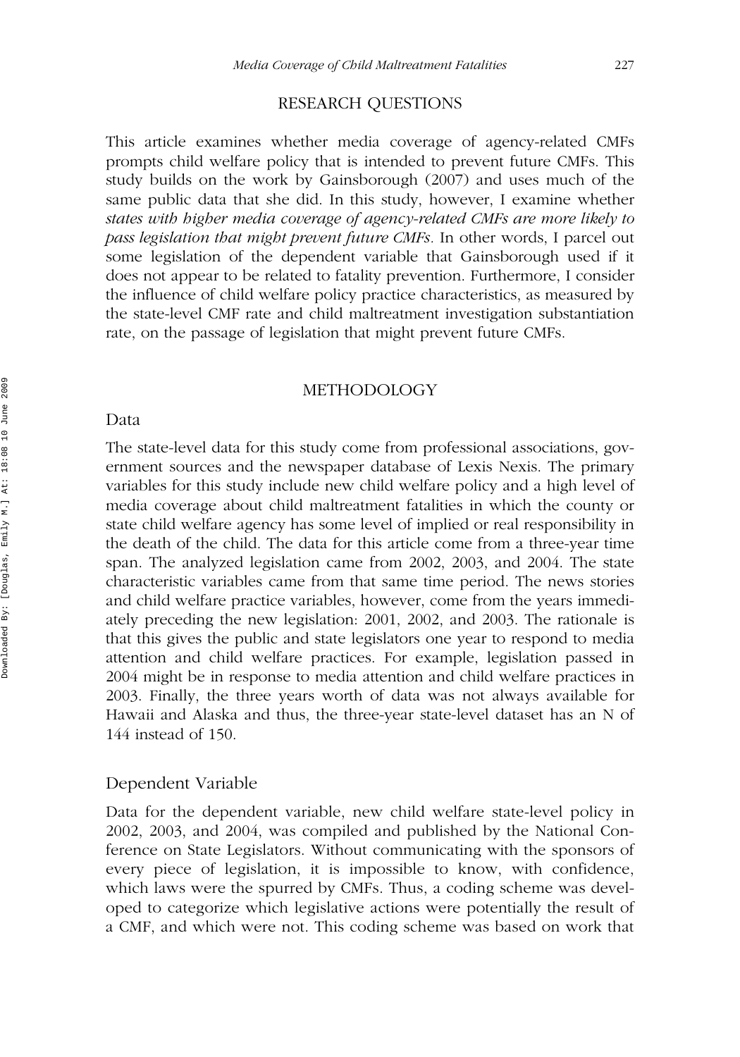## RESEARCH QUESTIONS

This article examines whether media coverage of agency-related CMFs prompts child welfare policy that is intended to prevent future CMFs. This study builds on the work by Gainsborough (2007) and uses much of the same public data that she did. In this study, however, I examine whether *states with higher media coverage of agency-related CMFs are more likely to pass legislation that might prevent future CMFs.* In other words, I parcel out some legislation of the dependent variable that Gainsborough used if it does not appear to be related to fatality prevention. Furthermore, I consider the influence of child welfare policy practice characteristics, as measured by the state-level CMF rate and child maltreatment investigation substantiation rate, on the passage of legislation that might prevent future CMFs.

## METHODOLOGY

### Data

The state-level data for this study come from professional associations, government sources and the newspaper database of Lexis Nexis. The primary variables for this study include new child welfare policy and a high level of media coverage about child maltreatment fatalities in which the county or state child welfare agency has some level of implied or real responsibility in the death of the child. The data for this article come from a three-year time span. The analyzed legislation came from 2002, 2003, and 2004. The state characteristic variables came from that same time period. The news stories and child welfare practice variables, however, come from the years immediately preceding the new legislation: 2001, 2002, and 2003. The rationale is that this gives the public and state legislators one year to respond to media attention and child welfare practices. For example, legislation passed in 2004 might be in response to media attention and child welfare practices in 2003. Finally, the three years worth of data was not always available for Hawaii and Alaska and thus, the three-year state-level dataset has an N of 144 instead of 150.

### Dependent Variable

Data for the dependent variable, new child welfare state-level policy in 2002, 2003, and 2004, was compiled and published by the National Conference on State Legislators. Without communicating with the sponsors of every piece of legislation, it is impossible to know, with confidence, which laws were the spurred by CMFs. Thus, a coding scheme was developed to categorize which legislative actions were potentially the result of a CMF, and which were not. This coding scheme was based on work that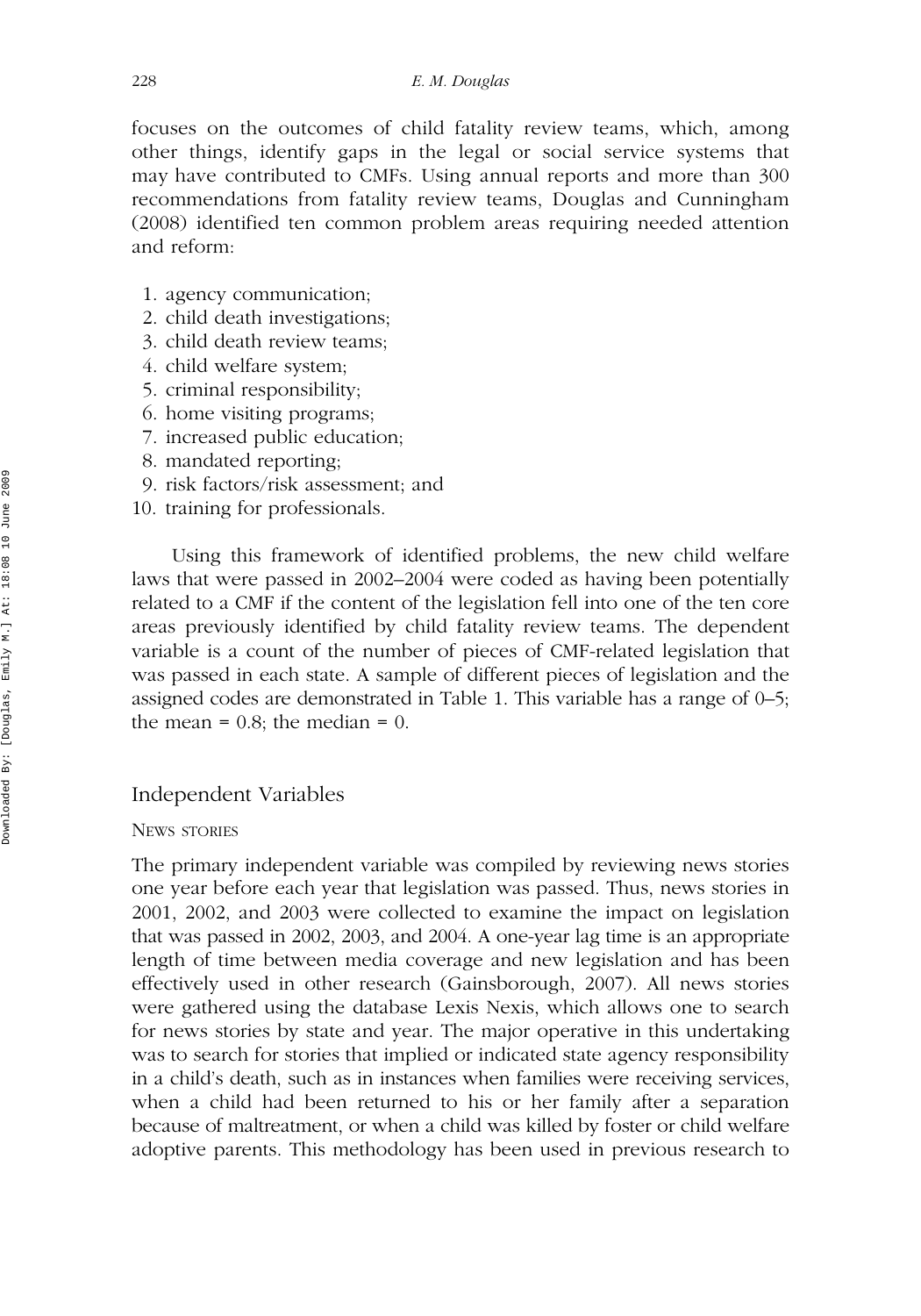focuses on the outcomes of child fatality review teams, which, among other things, identify gaps in the legal or social service systems that may have contributed to CMFs. Using annual reports and more than 300 recommendations from fatality review teams, Douglas and Cunningham (2008) identified ten common problem areas requiring needed attention and reform:

1. agency communication;
2. child death investigations;
3. child death review teams;
4. child welfare system;
5. criminal responsibility;
6. home visiting programs;
7. increased public education;
8. mandated reporting;
9. risk factors/risk assessment; and
10. training for professionals.

Using this framework of identified problems, the new child welfare laws that were passed in 2002–2004 were coded as having been potentially related to a CMF if the content of the legislation fell into one of the ten core areas previously identified by child fatality review teams. The dependent variable is a count of the number of pieces of CMF-related legislation that was passed in each state. A sample of different pieces of legislation and the assigned codes are demonstrated in Table 1. This variable has a range of 0–5; the mean = 0.8; the median = 0.

## Independent Variables

### News stories

The primary independent variable was compiled by reviewing news stories one year before each year that legislation was passed. Thus, news stories in 2001, 2002, and 2003 were collected to examine the impact on legislation that was passed in 2002, 2003, and 2004. A one-year lag time is an appropriate length of time between media coverage and new legislation and has been effectively used in other research (Gainsborough, 2007). All news stories were gathered using the database Lexis Nexis, which allows one to search for news stories by state and year. The major operative in this undertaking was to search for stories that implied or indicated state agency responsibility in a child's death, such as in instances when families were receiving services, when a child had been returned to his or her family after a separation because of maltreatment, or when a child was killed by foster or child welfare adoptive parents. This methodology has been used in previous research to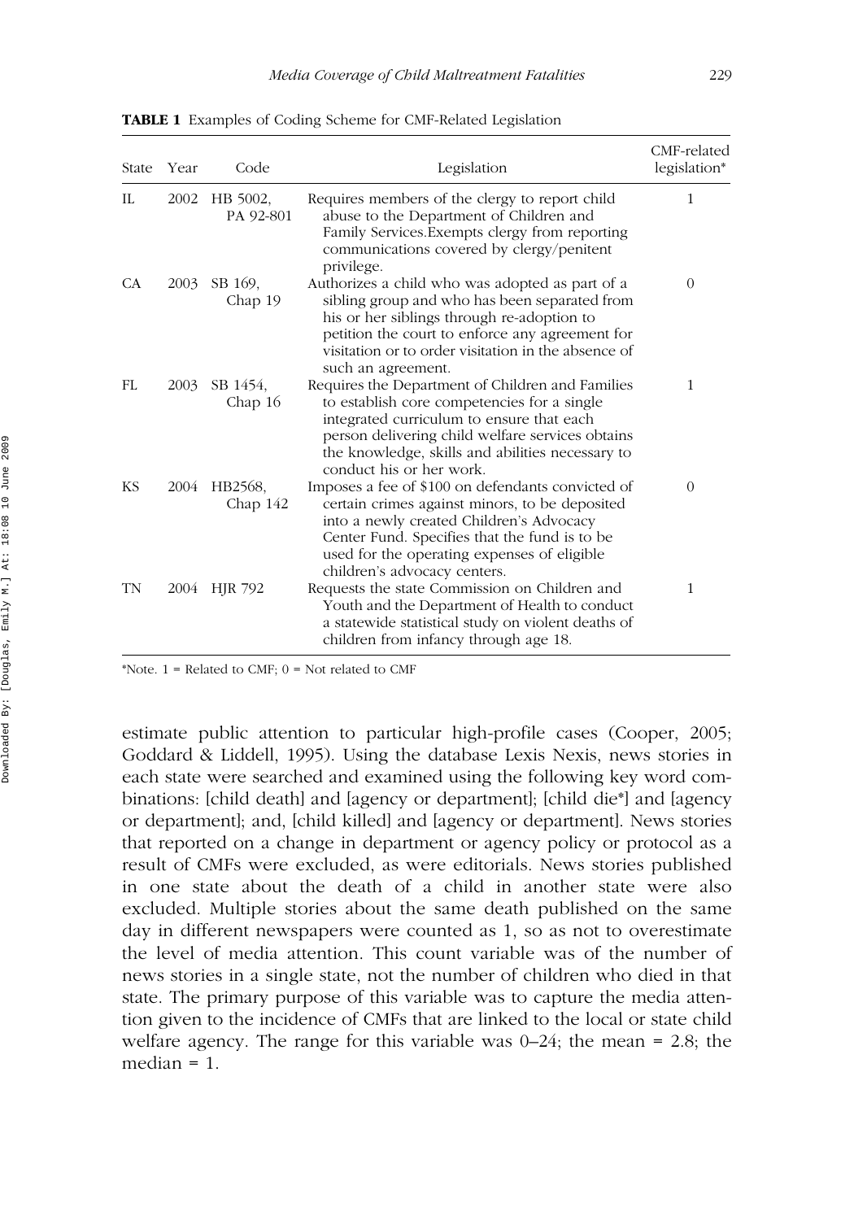**TABLE 1** Examples of Coding Scheme for CMF-Related Legislation

| State | Year | Code | Legislation | CMF-related legislation* |
|---|---|---|---|---|
| IL | 2002 | HB 5002, PA 92-801 | Requires members of the clergy to report child abuse to the Department of Children and Family Services.Exempts clergy from reporting communications covered by clergy/penitent privilege. | 1 |
| CA | 2003 | SB 169, Chap 19 | Authorizes a child who was adopted as part of a sibling group and who has been separated from his or her siblings through re-adoption to petition the court to enforce any agreement for visitation or to order visitation in the absence of such an agreement. | 0 |
| FL | 2003 | SB 1454, Chap 16 | Requires the Department of Children and Families to establish core competencies for a single integrated curriculum to ensure that each person delivering child welfare services obtains the knowledge, skills and abilities necessary to conduct his or her work. | 1 |
| KS | 2004 | HB2568, Chap 142 | Imposes a fee of $100 on defendants convicted of certain crimes against minors, to be deposited into a newly created Children's Advocacy Center Fund. Specifies that the fund is to be used for the operating expenses of eligible children's advocacy centers. | 0 |
| TN | 2004 | HJR 792 | Requests the state Commission on Children and Youth and the Department of Health to conduct a statewide statistical study on violent deaths of children from infancy through age 18. | 1 |

*Note. 1 = Related to CMF; 0 = Not related to CMF

estimate public attention to particular high-profile cases (Cooper, 2005; Goddard & Liddell, 1995). Using the database Lexis Nexis, news stories in each state were searched and examined using the following key word combinations: [child death] and [agency or department]; [child die*] and [agency or department]; and, [child killed] and [agency or department]. News stories that reported on a change in department or agency policy or protocol as a result of CMFs were excluded, as were editorials. News stories published in one state about the death of a child in another state were also excluded. Multiple stories about the same death published on the same day in different newspapers were counted as 1, so as not to overestimate the level of media attention. This count variable was of the number of news stories in a single state, not the number of children who died in that state. The primary purpose of this variable was to capture the media attention given to the incidence of CMFs that are linked to the local or state child welfare agency. The range for this variable was 0–24; the mean = 2.8; the median = 1.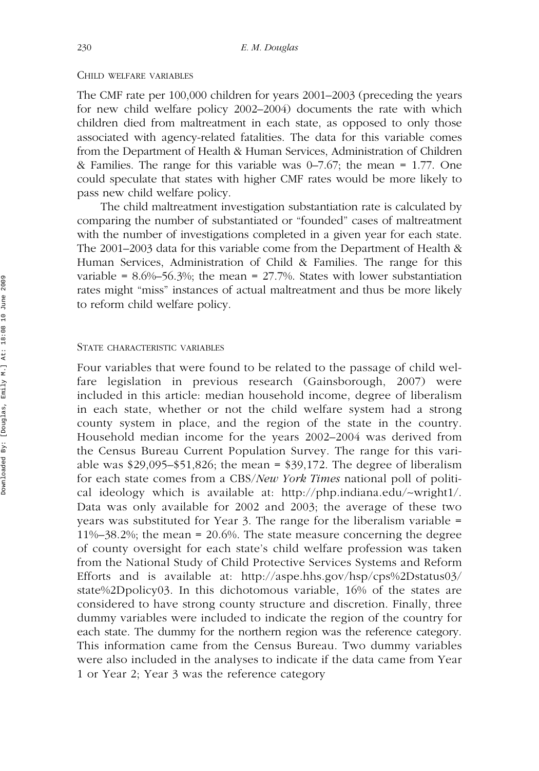### Child welfare variables

The CMF rate per 100,000 children for years 2001–2003 (preceding the years for new child welfare policy 2002–2004) documents the rate with which children died from maltreatment in each state, as opposed to only those associated with agency-related fatalities. The data for this variable comes from the Department of Health & Human Services, Administration of Children & Families. The range for this variable was 0–7.67; the mean = 1.77. One could speculate that states with higher CMF rates would be more likely to pass new child welfare policy.

The child maltreatment investigation substantiation rate is calculated by comparing the number of substantiated or "founded" cases of maltreatment with the number of investigations completed in a given year for each state. The 2001–2003 data for this variable come from the Department of Health & Human Services, Administration of Child & Families. The range for this variable = 8.6%–56.3%; the mean = 27.7%. States with lower substantiation rates might "miss" instances of actual maltreatment and thus be more likely to reform child welfare policy.

### State characteristic variables

Four variables that were found to be related to the passage of child welfare legislation in previous research (Gainsborough, 2007) were included in this article: median household income, degree of liberalism in each state, whether or not the child welfare system had a strong county system in place, and the region of the state in the country. Household median income for the years 2002–2004 was derived from the Census Bureau Current Population Survey. The range for this variable was $29,095–$51,826; the mean = $39,172. The degree of liberalism for each state comes from a CBS/*New York Times* national poll of political ideology which is available at: http://php.indiana.edu/~wright1/. Data was only available for 2002 and 2003; the average of these two years was substituted for Year 3. The range for the liberalism variable = 11%–38.2%; the mean = 20.6%. The state measure concerning the degree of county oversight for each state's child welfare profession was taken from the National Study of Child Protective Services Systems and Reform Efforts and is available at: http://aspe.hhs.gov/hsp/cps%2Dstatus03/state%2Dpolicy03. In this dichotomous variable, 16% of the states are considered to have strong county structure and discretion. Finally, three dummy variables were included to indicate the region of the country for each state. The dummy for the northern region was the reference category. This information came from the Census Bureau. Two dummy variables were also included in the analyses to indicate if the data came from Year 1 or Year 2; Year 3 was the reference category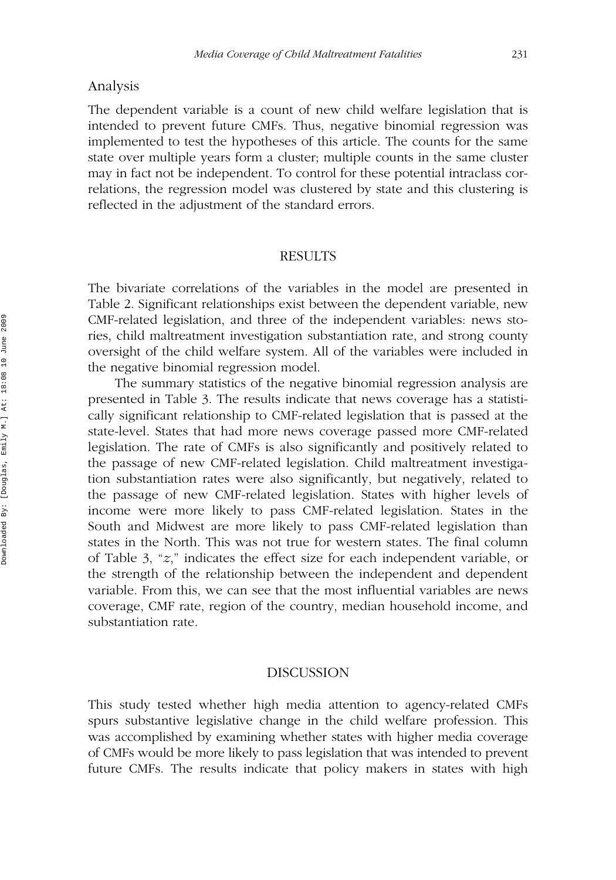## Analysis

The dependent variable is a count of new child welfare legislation that is intended to prevent future CMFs. Thus, negative binomial regression was implemented to test the hypotheses of this article. The counts for the same state over multiple years form a cluster; multiple counts in the same cluster may in fact not be independent. To control for these potential intraclass correlations, the regression model was clustered by state and this clustering is reflected in the adjustment of the standard errors.

# RESULTS

The bivariate correlations of the variables in the model are presented in Table 2. Significant relationships exist between the dependent variable, new CMF-related legislation, and three of the independent variables: news stories, child maltreatment investigation substantiation rate, and strong county oversight of the child welfare system. All of the variables were included in the negative binomial regression model.

The summary statistics of the negative binomial regression analysis are presented in Table 3. The results indicate that news coverage has a statistically significant relationship to CMF-related legislation that is passed at the state-level. States that had more news coverage passed more CMF-related legislation. The rate of CMFs is also significantly and positively related to the passage of new CMF-related legislation. Child maltreatment investigation substantiation rates were also significantly, but negatively, related to the passage of new CMF-related legislation. States with higher levels of income were more likely to pass CMF-related legislation. States in the South and Midwest are more likely to pass CMF-related legislation than states in the North. This was not true for western states. The final column of Table 3, "*z*," indicates the effect size for each independent variable, or the strength of the relationship between the independent and dependent variable. From this, we can see that the most influential variables are news coverage, CMF rate, region of the country, median household income, and substantiation rate.

# DISCUSSION

This study tested whether high media attention to agency-related CMFs spurs substantive legislative change in the child welfare profession. This was accomplished by examining whether states with higher media coverage of CMFs would be more likely to pass legislation that was intended to prevent future CMFs. The results indicate that policy makers in states with high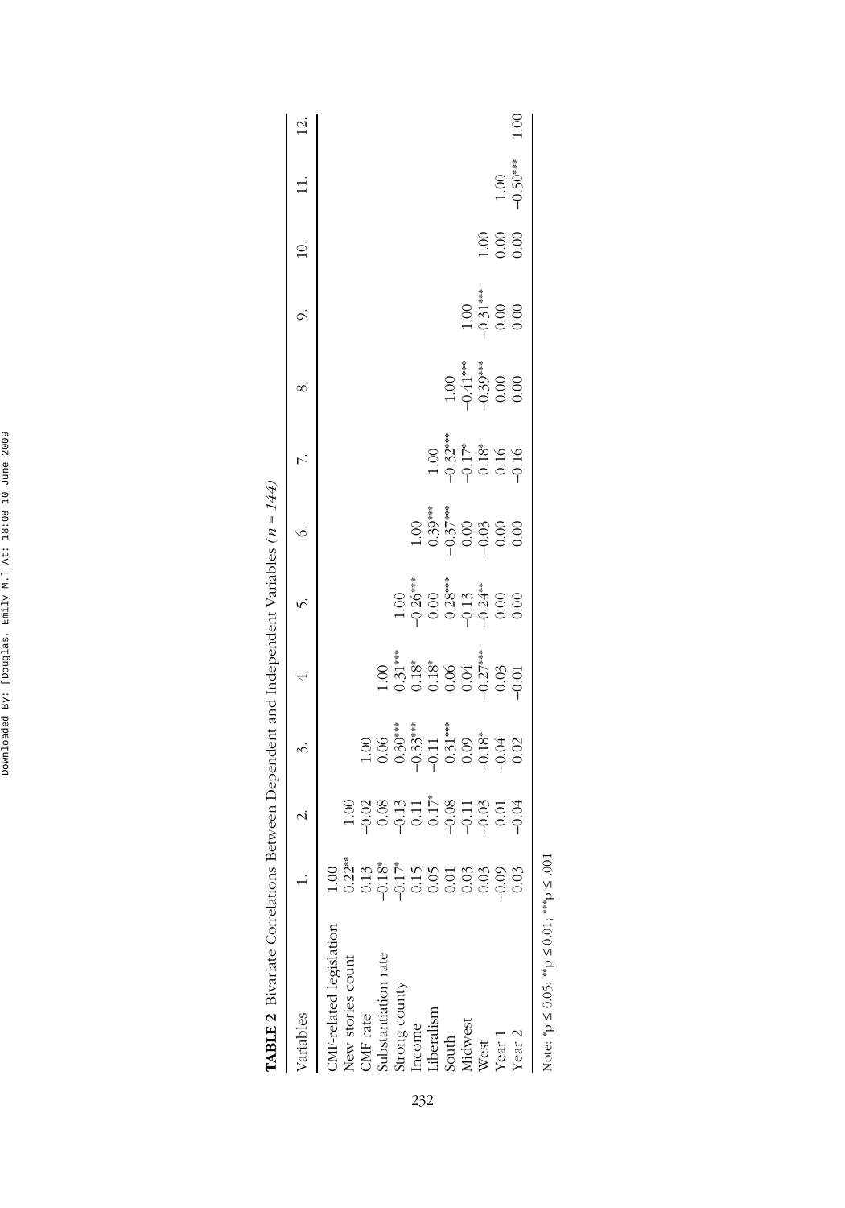**TABLE 2** Bivariate Correlations Between Dependent and Independent Variables (*n* = *144*)

| Variables | 1. | 2. | 3. | 4. | 5. | 6. | 7. | 8. | 9. | 10. | 11. | 12. |
|---|---|---|---|---|---|---|---|---|---|---|---|---|
| CMF-related legislation | 1.00 | | | | | | | | | | | |
| New stories count | 0.22** | 1.00 | | | | | | | | | | |
| CMF rate | 0.13 | −0.02 | 1.00 | | | | | | | | | |
| Substantiation rate | −0.18* | 0.08 | 0.06 | 1.00 | | | | | | | | |
| Strong county | −0.17* | −0.13 | 0.30*** | 0.31*** | 1.00 | | | | | | | |
| Income | 0.15 | 0.11 | −0.33*** | 0.18* | −0.26*** | 1.00 | | | | | | |
| Liberalism | 0.05 | 0.17* | −0.11 | 0.18* | 0.00 | 0.39*** | 1.00 | | | | | |
| South | 0.01 | −0.08 | 0.31*** | 0.06 | 0.28*** | −0.37*** | −0.32*** | 1.00 | | | | |
| Midwest | 0.03 | −0.11 | 0.09 | 0.04 | −0.13 | 0.00 | −0.17* | −0.41*** | 1.00 | | | |
| West | 0.03 | −0.03 | −0.18* | −0.27*** | −0.24** | −0.03 | 0.18* | −0.39*** | −0.31*** | 1.00 | | |
| Year 1 | −0.09 | 0.01 | −0.04 | 0.03 | 0.00 | 0.00 | 0.16 | 0.00 | 0.00 | 0.00 | 1.00 | |
| Year 2 | 0.03 | −0.04 | 0.02 | −0.01 | 0.00 | 0.00 | −0.16 | 0.00 | 0.00 | 0.00 | −0.50*** | 1.00 |

Note: *p ≤ 0.05; **p ≤ 0.01; ***p ≤ .001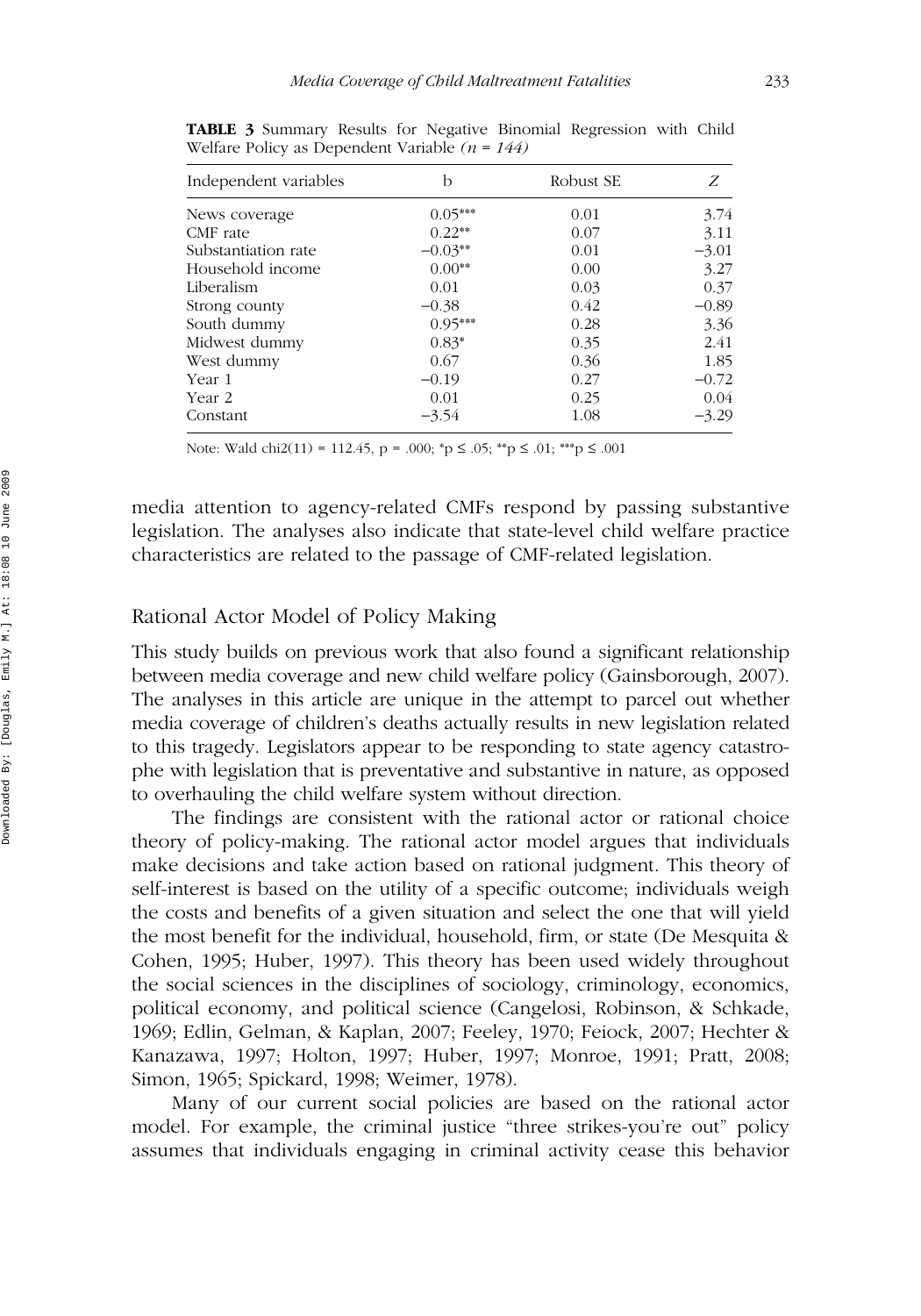**TABLE 3** Summary Results for Negative Binomial Regression with Child Welfare Policy as Dependent Variable *(n = 144)*

| Independent variables | b | Robust SE | Z |
| --- | --- | --- | --- |
| News coverage | 0.05*** | 0.01 | 3.74 |
| CMF rate | 0.22** | 0.07 | 3.11 |
| Substantiation rate | −0.03** | 0.01 | −3.01 |
| Household income | 0.00** | 0.00 | 3.27 |
| Liberalism | 0.01 | 0.03 | 0.37 |
| Strong county | −0.38 | 0.42 | −0.89 |
| South dummy | 0.95*** | 0.28 | 3.36 |
| Midwest dummy | 0.83* | 0.35 | 2.41 |
| West dummy | 0.67 | 0.36 | 1.85 |
| Year 1 | −0.19 | 0.27 | −0.72 |
| Year 2 | 0.01 | 0.25 | 0.04 |
| Constant | −3.54 | 1.08 | −3.29 |

Note: Wald chi2(11) = 112.45, $p = .000$; \*$p \leq .05$; \*\*$p \leq .01$; \*\*\*$p \leq .001$

media attention to agency-related CMFs respond by passing substantive legislation. The analyses also indicate that state-level child welfare practice characteristics are related to the passage of CMF-related legislation.

## Rational Actor Model of Policy Making

This study builds on previous work that also found a significant relationship between media coverage and new child welfare policy (Gainsborough, 2007). The analyses in this article are unique in the attempt to parcel out whether media coverage of children's deaths actually results in new legislation related to this tragedy. Legislators appear to be responding to state agency catastrophe with legislation that is preventative and substantive in nature, as opposed to overhauling the child welfare system without direction.

The findings are consistent with the rational actor or rational choice theory of policy-making. The rational actor model argues that individuals make decisions and take action based on rational judgment. This theory of self-interest is based on the utility of a specific outcome; individuals weigh the costs and benefits of a given situation and select the one that will yield the most benefit for the individual, household, firm, or state (De Mesquita & Cohen, 1995; Huber, 1997). This theory has been used widely throughout the social sciences in the disciplines of sociology, criminology, economics, political economy, and political science (Cangelosi, Robinson, & Schkade, 1969; Edlin, Gelman, & Kaplan, 2007; Feeley, 1970; Feiock, 2007; Hechter & Kanazawa, 1997; Holton, 1997; Huber, 1997; Monroe, 1991; Pratt, 2008; Simon, 1965; Spickard, 1998; Weimer, 1978).

Many of our current social policies are based on the rational actor model. For example, the criminal justice "three strikes-you're out" policy assumes that individuals engaging in criminal activity cease this behavior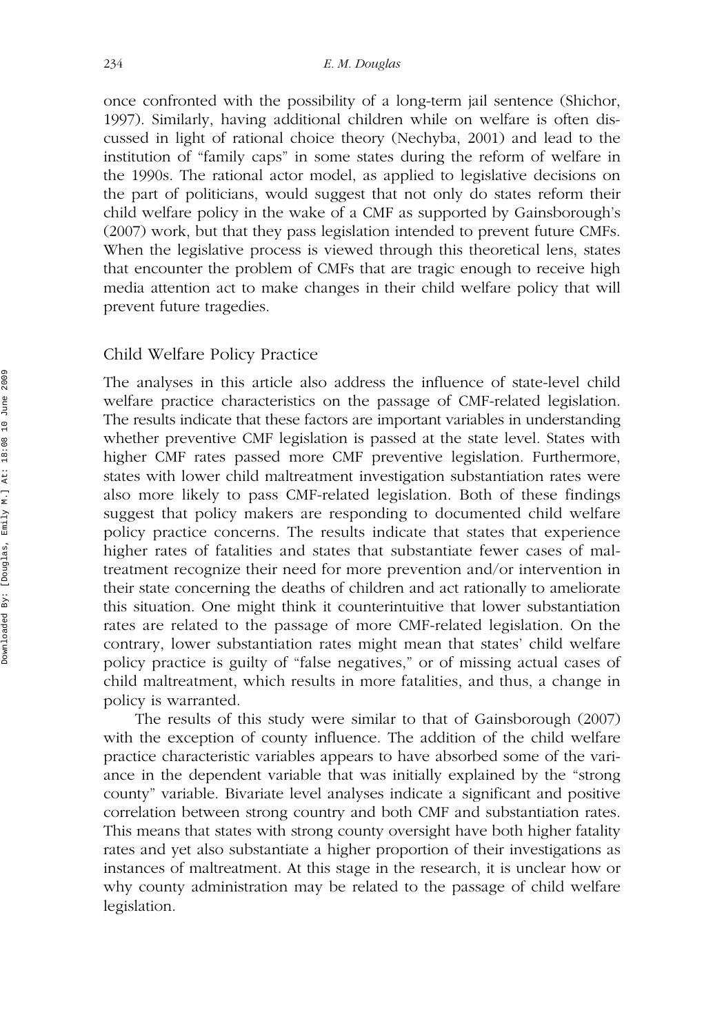once confronted with the possibility of a long-term jail sentence (Shichor, 1997). Similarly, having additional children while on welfare is often discussed in light of rational choice theory (Nechyba, 2001) and lead to the institution of "family caps" in some states during the reform of welfare in the 1990s. The rational actor model, as applied to legislative decisions on the part of politicians, would suggest that not only do states reform their child welfare policy in the wake of a CMF as supported by Gainsborough's (2007) work, but that they pass legislation intended to prevent future CMFs. When the legislative process is viewed through this theoretical lens, states that encounter the problem of CMFs that are tragic enough to receive high media attention act to make changes in their child welfare policy that will prevent future tragedies.

## Child Welfare Policy Practice

The analyses in this article also address the influence of state-level child welfare practice characteristics on the passage of CMF-related legislation. The results indicate that these factors are important variables in understanding whether preventive CMF legislation is passed at the state level. States with higher CMF rates passed more CMF preventive legislation. Furthermore, states with lower child maltreatment investigation substantiation rates were also more likely to pass CMF-related legislation. Both of these findings suggest that policy makers are responding to documented child welfare policy practice concerns. The results indicate that states that experience higher rates of fatalities and states that substantiate fewer cases of maltreatment recognize their need for more prevention and/or intervention in their state concerning the deaths of children and act rationally to ameliorate this situation. One might think it counterintuitive that lower substantiation rates are related to the passage of more CMF-related legislation. On the contrary, lower substantiation rates might mean that states' child welfare policy practice is guilty of "false negatives," or of missing actual cases of child maltreatment, which results in more fatalities, and thus, a change in policy is warranted.

The results of this study were similar to that of Gainsborough (2007) with the exception of county influence. The addition of the child welfare practice characteristic variables appears to have absorbed some of the variance in the dependent variable that was initially explained by the "strong county" variable. Bivariate level analyses indicate a significant and positive correlation between strong country and both CMF and substantiation rates. This means that states with strong county oversight have both higher fatality rates and yet also substantiate a higher proportion of their investigations as instances of maltreatment. At this stage in the research, it is unclear how or why county administration may be related to the passage of child welfare legislation.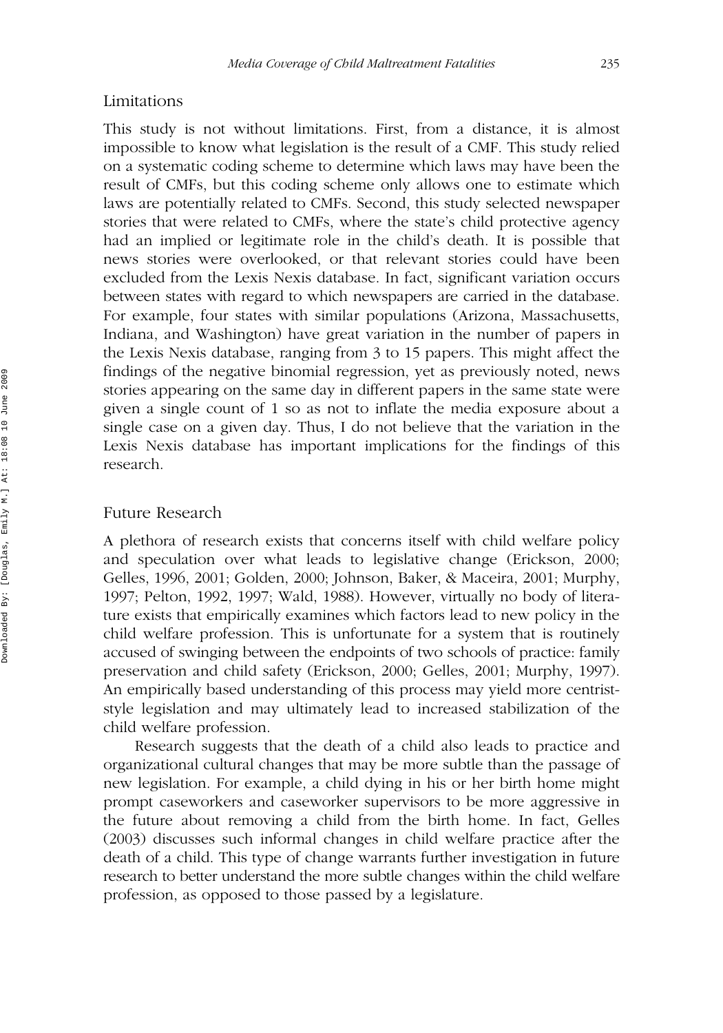## Limitations

This study is not without limitations. First, from a distance, it is almost impossible to know what legislation is the result of a CMF. This study relied on a systematic coding scheme to determine which laws may have been the result of CMFs, but this coding scheme only allows one to estimate which laws are potentially related to CMFs. Second, this study selected newspaper stories that were related to CMFs, where the state's child protective agency had an implied or legitimate role in the child's death. It is possible that news stories were overlooked, or that relevant stories could have been excluded from the Lexis Nexis database. In fact, significant variation occurs between states with regard to which newspapers are carried in the database. For example, four states with similar populations (Arizona, Massachusetts, Indiana, and Washington) have great variation in the number of papers in the Lexis Nexis database, ranging from 3 to 15 papers. This might affect the findings of the negative binomial regression, yet as previously noted, news stories appearing on the same day in different papers in the same state were given a single count of 1 so as not to inflate the media exposure about a single case on a given day. Thus, I do not believe that the variation in the Lexis Nexis database has important implications for the findings of this research.

## Future Research

A plethora of research exists that concerns itself with child welfare policy and speculation over what leads to legislative change (Erickson, 2000; Gelles, 1996, 2001; Golden, 2000; Johnson, Baker, & Maceira, 2001; Murphy, 1997; Pelton, 1992, 1997; Wald, 1988). However, virtually no body of literature exists that empirically examines which factors lead to new policy in the child welfare profession. This is unfortunate for a system that is routinely accused of swinging between the endpoints of two schools of practice: family preservation and child safety (Erickson, 2000; Gelles, 2001; Murphy, 1997). An empirically based understanding of this process may yield more centrist-style legislation and may ultimately lead to increased stabilization of the child welfare profession.

Research suggests that the death of a child also leads to practice and organizational cultural changes that may be more subtle than the passage of new legislation. For example, a child dying in his or her birth home might prompt caseworkers and caseworker supervisors to be more aggressive in the future about removing a child from the birth home. In fact, Gelles (2003) discusses such informal changes in child welfare practice after the death of a child. This type of change warrants further investigation in future research to better understand the more subtle changes within the child welfare profession, as opposed to those passed by a legislature.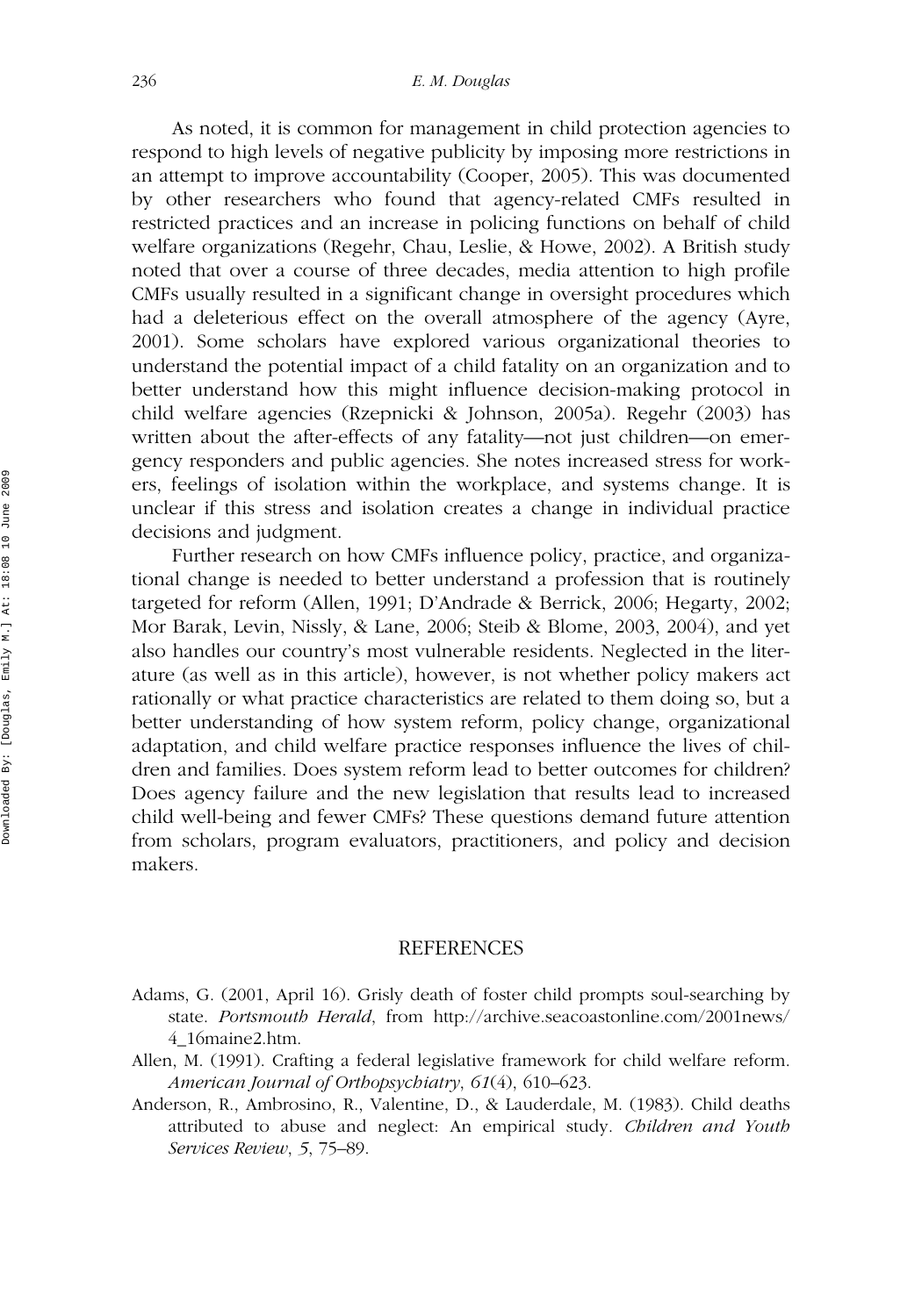As noted, it is common for management in child protection agencies to respond to high levels of negative publicity by imposing more restrictions in an attempt to improve accountability (Cooper, 2005). This was documented by other researchers who found that agency-related CMFs resulted in restricted practices and an increase in policing functions on behalf of child welfare organizations (Regehr, Chau, Leslie, & Howe, 2002). A British study noted that over a course of three decades, media attention to high profile CMFs usually resulted in a significant change in oversight procedures which had a deleterious effect on the overall atmosphere of the agency (Ayre, 2001). Some scholars have explored various organizational theories to understand the potential impact of a child fatality on an organization and to better understand how this might influence decision-making protocol in child welfare agencies (Rzepnicki & Johnson, 2005a). Regehr (2003) has written about the after-effects of any fatality—not just children—on emergency responders and public agencies. She notes increased stress for workers, feelings of isolation within the workplace, and systems change. It is unclear if this stress and isolation creates a change in individual practice decisions and judgment.

Further research on how CMFs influence policy, practice, and organizational change is needed to better understand a profession that is routinely targeted for reform (Allen, 1991; D'Andrade & Berrick, 2006; Hegarty, 2002; Mor Barak, Levin, Nissly, & Lane, 2006; Steib & Blome, 2003, 2004), and yet also handles our country's most vulnerable residents. Neglected in the literature (as well as in this article), however, is not whether policy makers act rationally or what practice characteristics are related to them doing so, but a better understanding of how system reform, policy change, organizational adaptation, and child welfare practice responses influence the lives of children and families. Does system reform lead to better outcomes for children? Does agency failure and the new legislation that results lead to increased child well-being and fewer CMFs? These questions demand future attention from scholars, program evaluators, practitioners, and policy and decision makers.

## REFERENCES

Adams, G. (2001, April 16). Grisly death of foster child prompts soul-searching by state. *Portsmouth Herald*, from http://archive.seacoastonline.com/2001news/4_16maine2.htm.

Allen, M. (1991). Crafting a federal legislative framework for child welfare reform. *American Journal of Orthopsychiatry*, *61*(4), 610–623.

Anderson, R., Ambrosino, R., Valentine, D., & Lauderdale, M. (1983). Child deaths attributed to abuse and neglect: An empirical study. *Children and Youth Services Review*, *5*, 75–89.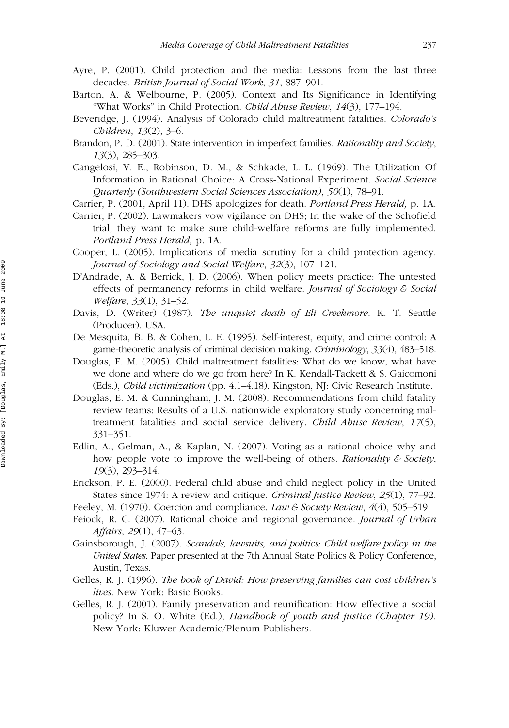Ayre, P. (2001). Child protection and the media: Lessons from the last three decades. *British Journal of Social Work*, *31*, 887–901.

Barton, A. & Welbourne, P. (2005). Context and Its Significance in Identifying "What Works" in Child Protection. *Child Abuse Review*, *14*(3), 177–194.

Beveridge, J. (1994). Analysis of Colorado child maltreatment fatalities. *Colorado's Children*, *13*(2), 3–6.

Brandon, P. D. (2001). State intervention in imperfect families. *Rationality and Society*, *13*(3), 285–303.

Cangelosi, V. E., Robinson, D. M., & Schkade, L. L. (1969). The Utilization Of Information in Rational Choice: A Cross-National Experiment. *Social Science Quarterly (Southwestern Social Sciences Association)*, *50*(1), 78–91.

Carrier, P. (2001, April 11). DHS apologizes for death. *Portland Press Herald,* p. 1A.

Carrier, P. (2002). Lawmakers vow vigilance on DHS; In the wake of the Schofield trial, they want to make sure child-welfare reforms are fully implemented. *Portland Press Herald,* p. 1A.

Cooper, L. (2005). Implications of media scrutiny for a child protection agency. *Journal of Sociology and Social Welfare*, *32*(3), 107–121.

D'Andrade, A. & Berrick, J. D. (2006). When policy meets practice: The untested effects of permanency reforms in child welfare. *Journal of Sociology & Social Welfare*, *33*(1), 31–52.

Davis, D. (Writer) (1987). *The unquiet death of Eli Creekmore*. K. T. Seattle (Producer). USA.

De Mesquita, B. B. & Cohen, L. E. (1995). Self-interest, equity, and crime control: A game-theoretic analysis of criminal decision making. *Criminology*, *33*(4), 483–518.

Douglas, E. M. (2005). Child maltreatment fatalities: What do we know, what have we done and where do we go from here? In K. Kendall-Tackett & S. Gaicomoni (Eds.), *Child victimization* (pp. 4.1–4.18). Kingston, NJ: Civic Research Institute.

Douglas, E. M. & Cunningham, J. M. (2008). Recommendations from child fatality review teams: Results of a U.S. nationwide exploratory study concerning maltreatment fatalities and social service delivery. *Child Abuse Review*, *17*(5), 331–351.

Edlin, A., Gelman, A., & Kaplan, N. (2007). Voting as a rational choice why and how people vote to improve the well-being of others. *Rationality & Society*, *19*(3), 293–314.

Erickson, P. E. (2000). Federal child abuse and child neglect policy in the United States since 1974: A review and critique. *Criminal Justice Review*, *25*(1), 77–92.

Feeley, M. (1970). Coercion and compliance. *Law & Society Review*, *4*(4), 505–519.

Feiock, R. C. (2007). Rational choice and regional governance. *Journal of Urban Affairs*, *29*(1), 47–63.

Gainsborough, J. (2007). *Scandals, lawsuits, and politics: Child welfare policy in the United States.* Paper presented at the 7th Annual State Politics & Policy Conference, Austin, Texas.

Gelles, R. J. (1996). *The book of David: How preserving families can cost children's lives*. New York: Basic Books.

Gelles, R. J. (2001). Family preservation and reunification: How effective a social policy? In S. O. White (Ed.), *Handbook of youth and justice (Chapter 19)*. New York: Kluwer Academic/Plenum Publishers.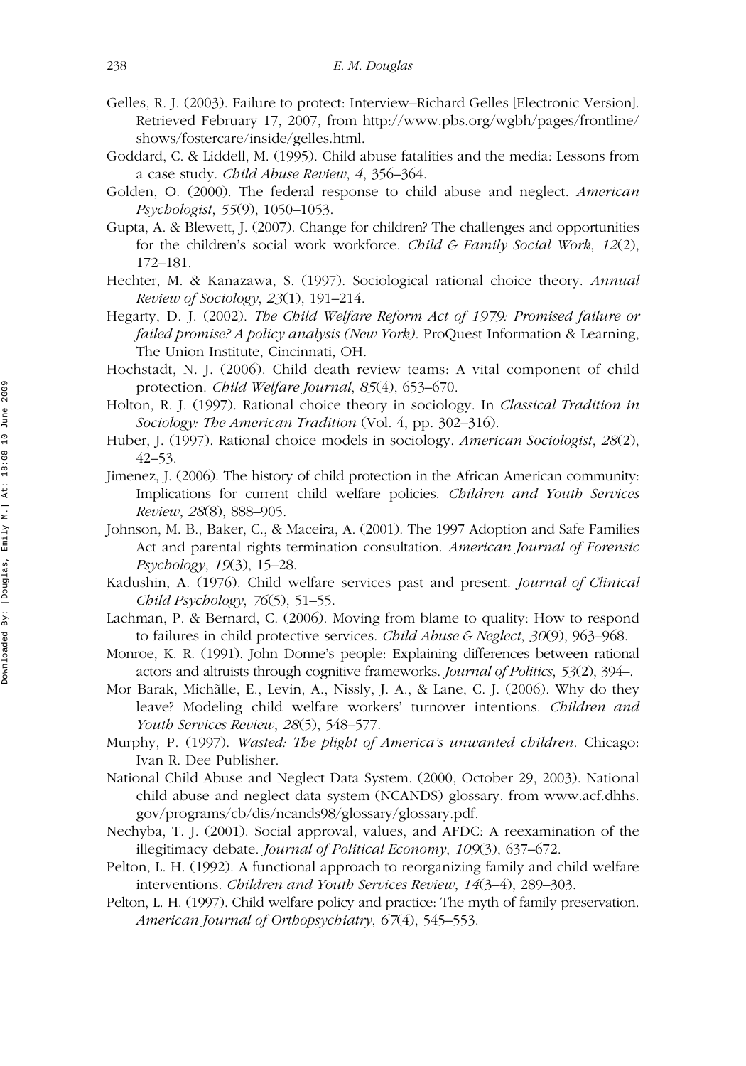Gelles, R. J. (2003). Failure to protect: Interview–Richard Gelles [Electronic Version]. Retrieved February 17, 2007, from http://www.pbs.org/wgbh/pages/frontline/shows/fostercare/inside/gelles.html.

Goddard, C. & Liddell, M. (1995). Child abuse fatalities and the media: Lessons from a case study. *Child Abuse Review*, *4*, 356–364.

Golden, O. (2000). The federal response to child abuse and neglect. *American Psychologist*, *55*(9), 1050–1053.

Gupta, A. & Blewett, J. (2007). Change for children? The challenges and opportunities for the children's social work workforce. *Child & Family Social Work*, *12*(2), 172–181.

Hechter, M. & Kanazawa, S. (1997). Sociological rational choice theory. *Annual Review of Sociology*, *23*(1), 191–214.

Hegarty, D. J. (2002). *The Child Welfare Reform Act of 1979: Promised failure or failed promise? A policy analysis (New York)*. ProQuest Information & Learning, The Union Institute, Cincinnati, OH.

Hochstadt, N. J. (2006). Child death review teams: A vital component of child protection. *Child Welfare Journal*, *85*(4), 653–670.

Holton, R. J. (1997). Rational choice theory in sociology. In *Classical Tradition in Sociology: The American Tradition* (Vol. 4, pp. 302–316).

Huber, J. (1997). Rational choice models in sociology. *American Sociologist*, *28*(2), 42–53.

Jimenez, J. (2006). The history of child protection in the African American community: Implications for current child welfare policies. *Children and Youth Services Review*, *28*(8), 888–905.

Johnson, M. B., Baker, C., & Maceira, A. (2001). The 1997 Adoption and Safe Families Act and parental rights termination consultation. *American Journal of Forensic Psychology*, *19*(3), 15–28.

Kadushin, A. (1976). Child welfare services past and present. *Journal of Clinical Child Psychology*, *76*(5), 51–55.

Lachman, P. & Bernard, C. (2006). Moving from blame to quality: How to respond to failures in child protective services. *Child Abuse & Neglect*, *30*(9), 963–968.

Monroe, K. R. (1991). John Donne's people: Explaining differences between rational actors and altruists through cognitive frameworks. *Journal of Politics*, *53*(2), 394–.

Mor Barak, Michàlle, E., Levin, A., Nissly, J. A., & Lane, C. J. (2006). Why do they leave? Modeling child welfare workers' turnover intentions. *Children and Youth Services Review*, *28*(5), 548–577.

Murphy, P. (1997). *Wasted: The plight of America's unwanted children*. Chicago: Ivan R. Dee Publisher.

National Child Abuse and Neglect Data System. (2000, October 29, 2003). National child abuse and neglect data system (NCANDS) glossary. from www.acf.dhhs.gov/programs/cb/dis/ncands98/glossary/glossary.pdf.

Nechyba, T. J. (2001). Social approval, values, and AFDC: A reexamination of the illegitimacy debate. *Journal of Political Economy*, *109*(3), 637–672.

Pelton, L. H. (1992). A functional approach to reorganizing family and child welfare interventions. *Children and Youth Services Review*, *14*(3–4), 289–303.

Pelton, L. H. (1997). Child welfare policy and practice: The myth of family preservation. *American Journal of Orthopsychiatry*, *67*(4), 545–553.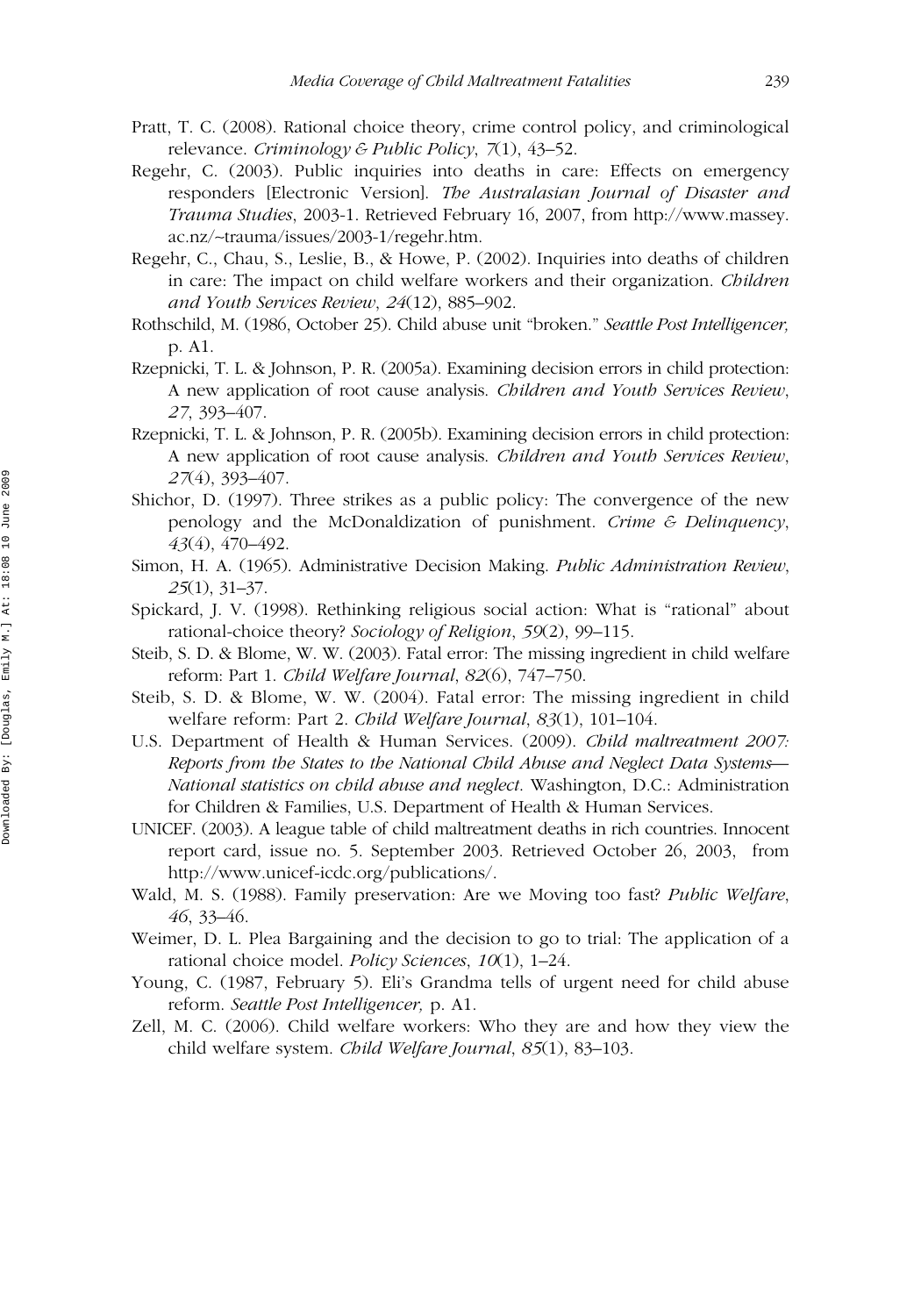Pratt, T. C. (2008). Rational choice theory, crime control policy, and criminological relevance. *Criminology & Public Policy*, *7*(1), 43–52.

Regehr, C. (2003). Public inquiries into deaths in care: Effects on emergency responders [Electronic Version]. *The Australasian Journal of Disaster and Trauma Studies*, 2003-1. Retrieved February 16, 2007, from http://www.massey.ac.nz/~trauma/issues/2003-1/regehr.htm.

Regehr, C., Chau, S., Leslie, B., & Howe, P. (2002). Inquiries into deaths of children in care: The impact on child welfare workers and their organization. *Children and Youth Services Review*, *24*(12), 885–902.

Rothschild, M. (1986, October 25). Child abuse unit "broken." *Seattle Post Intelligencer,* p. A1.

Rzepnicki, T. L. & Johnson, P. R. (2005a). Examining decision errors in child protection: A new application of root cause analysis. *Children and Youth Services Review*, *27*, 393–407.

Rzepnicki, T. L. & Johnson, P. R. (2005b). Examining decision errors in child protection: A new application of root cause analysis. *Children and Youth Services Review*, *27*(4), 393–407.

Shichor, D. (1997). Three strikes as a public policy: The convergence of the new penology and the McDonaldization of punishment. *Crime & Delinquency*, *43*(4), 470–492.

Simon, H. A. (1965). Administrative Decision Making. *Public Administration Review*, *25*(1), 31–37.

Spickard, J. V. (1998). Rethinking religious social action: What is "rational" about rational-choice theory? *Sociology of Religion*, *59*(2), 99–115.

Steib, S. D. & Blome, W. W. (2003). Fatal error: The missing ingredient in child welfare reform: Part 1. *Child Welfare Journal*, *82*(6), 747–750.

Steib, S. D. & Blome, W. W. (2004). Fatal error: The missing ingredient in child welfare reform: Part 2. *Child Welfare Journal*, *83*(1), 101–104.

U.S. Department of Health & Human Services. (2009). *Child maltreatment 2007: Reports from the States to the National Child Abuse and Neglect Data Systems—National statistics on child abuse and neglect*. Washington, D.C.: Administration for Children & Families, U.S. Department of Health & Human Services.

UNICEF. (2003). A league table of child maltreatment deaths in rich countries. Innocent report card, issue no. 5. September 2003. Retrieved October 26, 2003, from http://www.unicef-icdc.org/publications/.

Wald, M. S. (1988). Family preservation: Are we Moving too fast? *Public Welfare*, *46*, 33–46.

Weimer, D. L. Plea Bargaining and the decision to go to trial: The application of a rational choice model. *Policy Sciences*, *10*(1), 1–24.

Young, C. (1987, February 5). Eli's Grandma tells of urgent need for child abuse reform. *Seattle Post Intelligencer,* p. A1.

Zell, M. C. (2006). Child welfare workers: Who they are and how they view the child welfare system. *Child Welfare Journal*, *85*(1), 83–103.